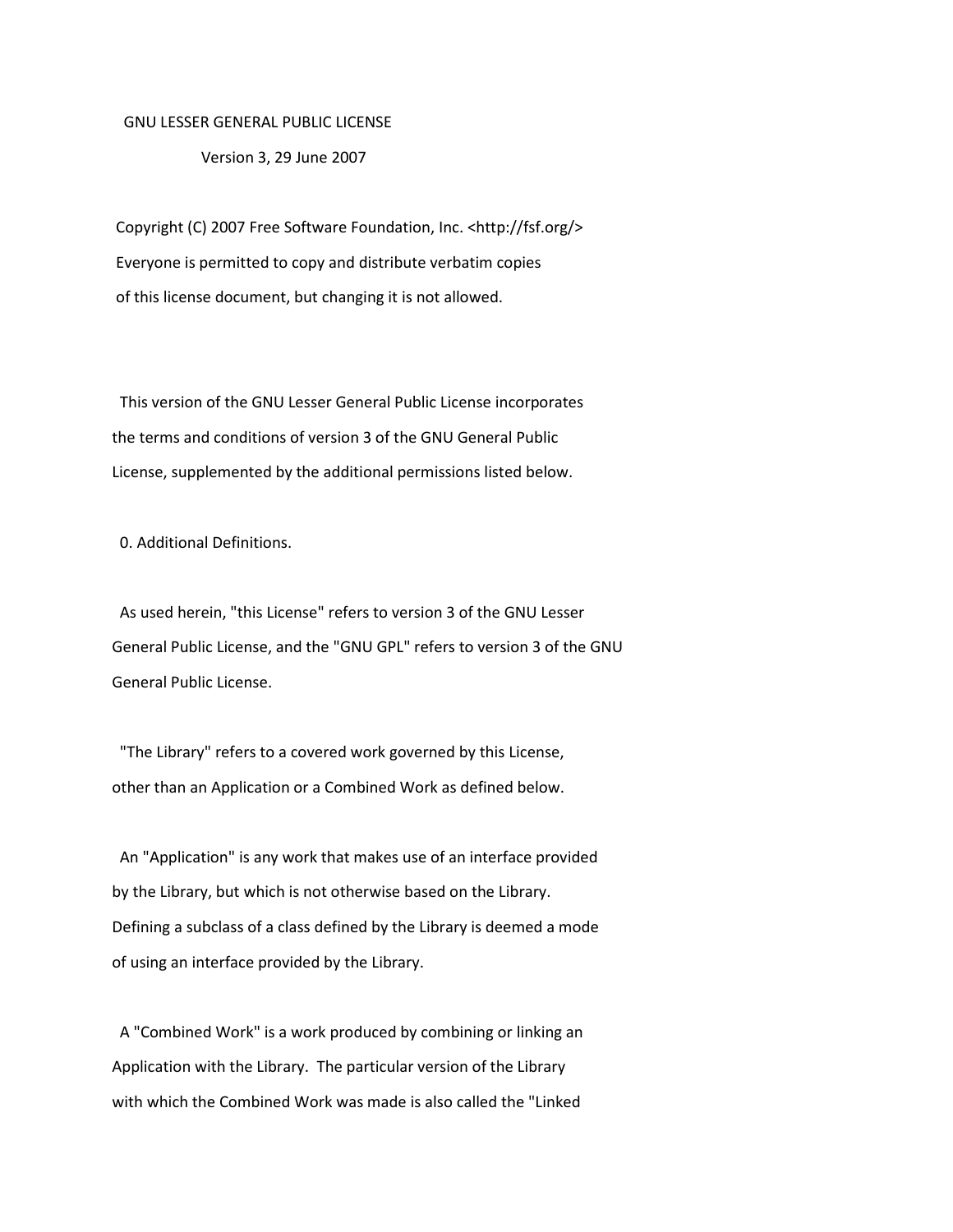# GNU LESSER GENERAL PUBLIC LICENSE

Version 3, 29 June 2007

Copyright (C) 2007 Free Software Foundation, Inc. <http://fsf.org/>
Everyone is permitted to copy and distribute verbatim copies
of this license document, but changing it is not allowed.

This version of the GNU Lesser General Public License incorporates the terms and conditions of version 3 of the GNU General Public License, supplemented by the additional permissions listed below.

## 0. Additional Definitions.

As used herein, "this License" refers to version 3 of the GNU Lesser General Public License, and the "GNU GPL" refers to version 3 of the GNU General Public License.

"The Library" refers to a covered work governed by this License, other than an Application or a Combined Work as defined below.

An "Application" is any work that makes use of an interface provided by the Library, but which is not otherwise based on the Library. Defining a subclass of a class defined by the Library is deemed a mode of using an interface provided by the Library.

A "Combined Work" is a work produced by combining or linking an Application with the Library. The particular version of the Library with which the Combined Work was made is also called the "Linked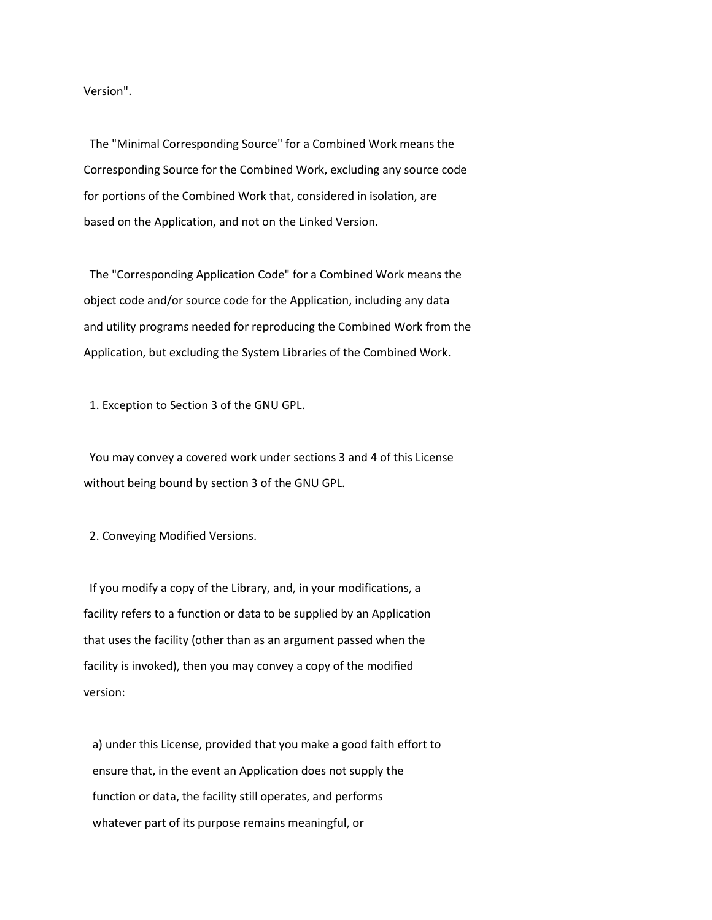Version".

The "Minimal Corresponding Source" for a Combined Work means the Corresponding Source for the Combined Work, excluding any source code for portions of the Combined Work that, considered in isolation, are based on the Application, and not on the Linked Version.

The "Corresponding Application Code" for a Combined Work means the object code and/or source code for the Application, including any data and utility programs needed for reproducing the Combined Work from the Application, but excluding the System Libraries of the Combined Work.

1. Exception to Section 3 of the GNU GPL.

You may convey a covered work under sections 3 and 4 of this License without being bound by section 3 of the GNU GPL.

2. Conveying Modified Versions.

If you modify a copy of the Library, and, in your modifications, a facility refers to a function or data to be supplied by an Application that uses the facility (other than as an argument passed when the facility is invoked), then you may convey a copy of the modified version:

a) under this License, provided that you make a good faith effort to ensure that, in the event an Application does not supply the function or data, the facility still operates, and performs whatever part of its purpose remains meaningful, or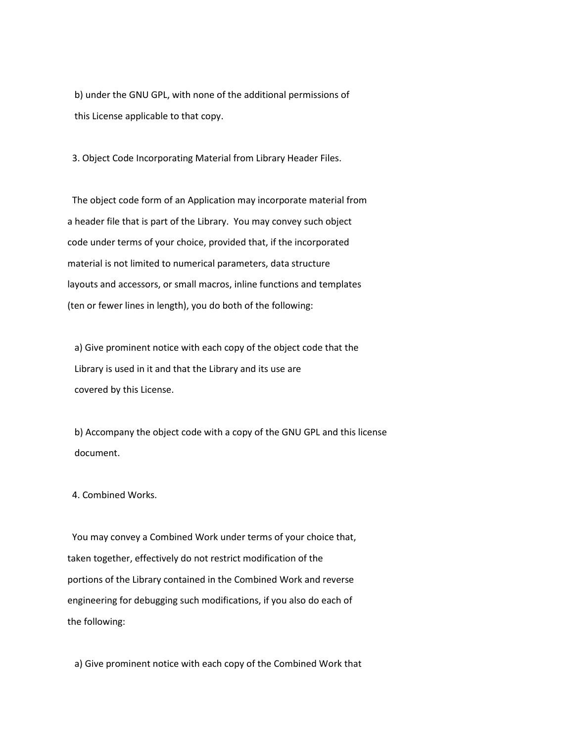b) under the GNU GPL, with none of the additional permissions of this License applicable to that copy.

3. Object Code Incorporating Material from Library Header Files.

The object code form of an Application may incorporate material from a header file that is part of the Library. You may convey such object code under terms of your choice, provided that, if the incorporated material is not limited to numerical parameters, data structure layouts and accessors, or small macros, inline functions and templates (ten or fewer lines in length), you do both of the following:

a) Give prominent notice with each copy of the object code that the Library is used in it and that the Library and its use are covered by this License.

b) Accompany the object code with a copy of the GNU GPL and this license document.

4. Combined Works.

You may convey a Combined Work under terms of your choice that, taken together, effectively do not restrict modification of the portions of the Library contained in the Combined Work and reverse engineering for debugging such modifications, if you also do each of the following:

a) Give prominent notice with each copy of the Combined Work that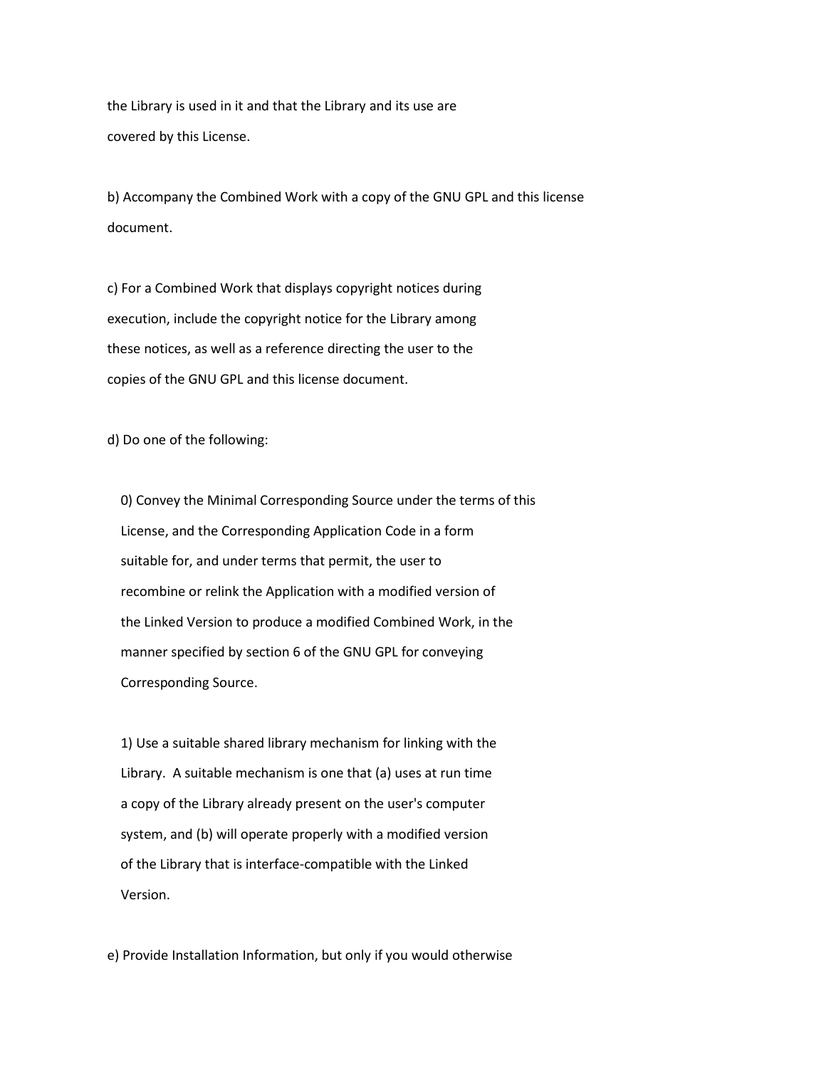the Library is used in it and that the Library and its use are covered by this License.

b) Accompany the Combined Work with a copy of the GNU GPL and this license document.

c) For a Combined Work that displays copyright notices during execution, include the copyright notice for the Library among these notices, as well as a reference directing the user to the copies of the GNU GPL and this license document.

d) Do one of the following:

0) Convey the Minimal Corresponding Source under the terms of this License, and the Corresponding Application Code in a form suitable for, and under terms that permit, the user to recombine or relink the Application with a modified version of the Linked Version to produce a modified Combined Work, in the manner specified by section 6 of the GNU GPL for conveying Corresponding Source.

1) Use a suitable shared library mechanism for linking with the Library. A suitable mechanism is one that (a) uses at run time a copy of the Library already present on the user's computer system, and (b) will operate properly with a modified version of the Library that is interface-compatible with the Linked Version.

e) Provide Installation Information, but only if you would otherwise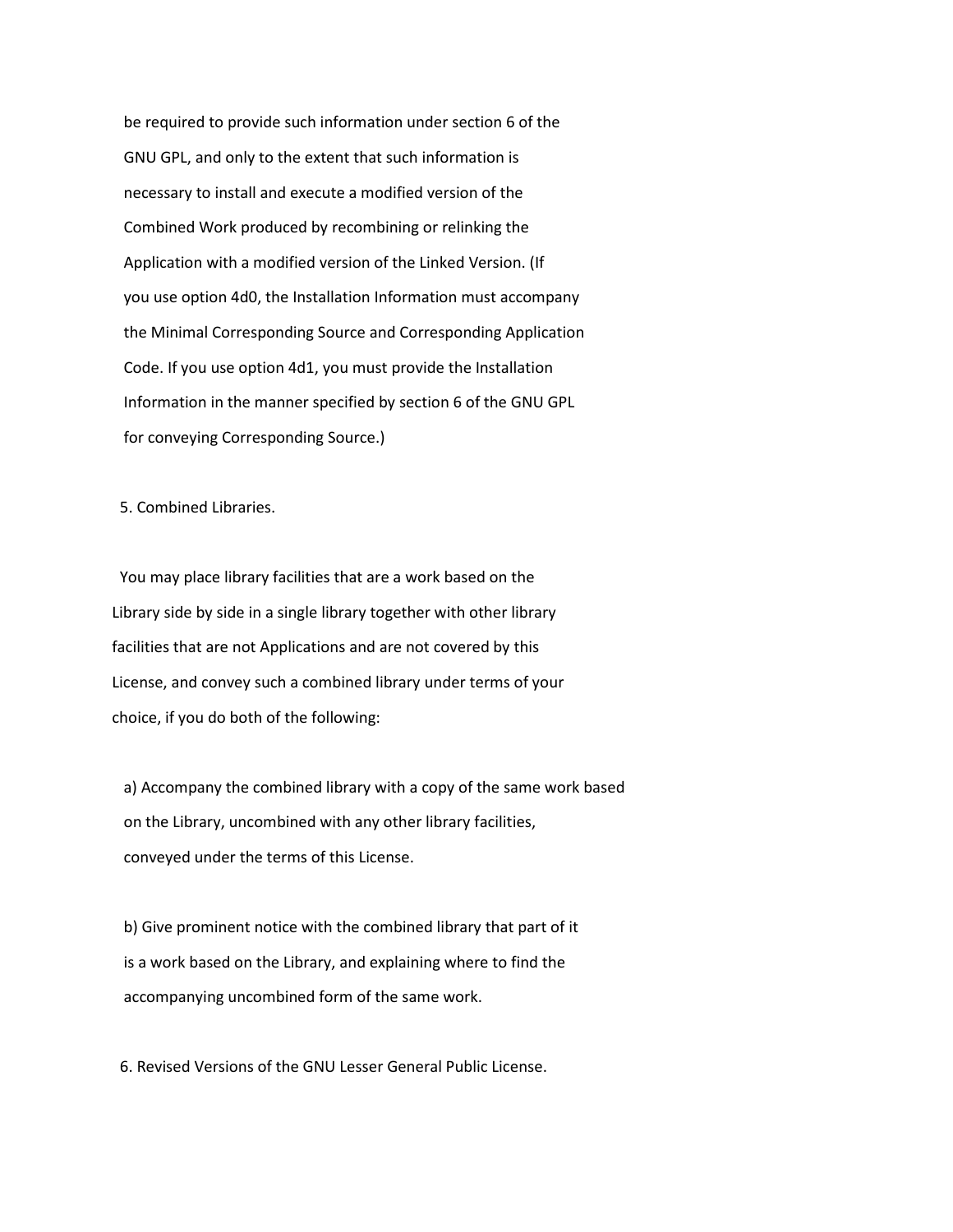be required to provide such information under section 6 of the GNU GPL, and only to the extent that such information is necessary to install and execute a modified version of the Combined Work produced by recombining or relinking the Application with a modified version of the Linked Version. (If you use option 4d0, the Installation Information must accompany the Minimal Corresponding Source and Corresponding Application Code. If you use option 4d1, you must provide the Installation Information in the manner specified by section 6 of the GNU GPL for conveying Corresponding Source.)

5. Combined Libraries.

You may place library facilities that are a work based on the Library side by side in a single library together with other library facilities that are not Applications and are not covered by this License, and convey such a combined library under terms of your choice, if you do both of the following:

a) Accompany the combined library with a copy of the same work based on the Library, uncombined with any other library facilities, conveyed under the terms of this License.

b) Give prominent notice with the combined library that part of it is a work based on the Library, and explaining where to find the accompanying uncombined form of the same work.

6. Revised Versions of the GNU Lesser General Public License.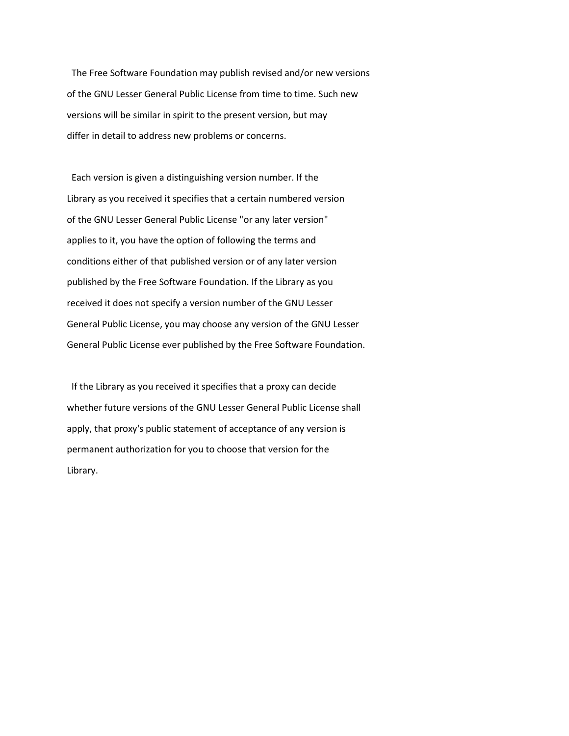The Free Software Foundation may publish revised and/or new versions of the GNU Lesser General Public License from time to time. Such new versions will be similar in spirit to the present version, but may differ in detail to address new problems or concerns.

Each version is given a distinguishing version number. If the Library as you received it specifies that a certain numbered version of the GNU Lesser General Public License "or any later version" applies to it, you have the option of following the terms and conditions either of that published version or of any later version published by the Free Software Foundation. If the Library as you received it does not specify a version number of the GNU Lesser General Public License, you may choose any version of the GNU Lesser General Public License ever published by the Free Software Foundation.

If the Library as you received it specifies that a proxy can decide whether future versions of the GNU Lesser General Public License shall apply, that proxy's public statement of acceptance of any version is permanent authorization for you to choose that version for the Library.